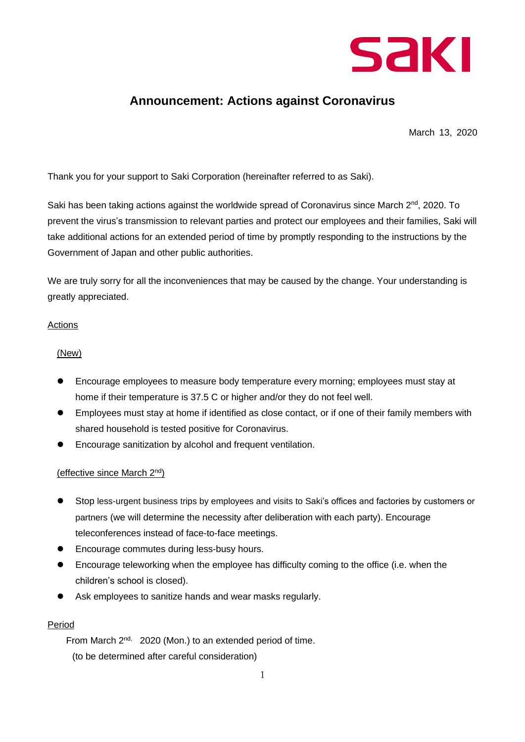saki

# Announcement: Actions against Coronavirus

March 13, 2020

Thank you for your support to Saki Corporation (hereinafter referred to as Saki).

Saki has been taking actions against the worldwide spread of Coronavirus since March 2nd, 2020. To prevent the virus's transmission to relevant parties and protect our employees and their families, Saki will take additional actions for an extended period of time by promptly responding to the instructions by the Government of Japan and other public authorities.

We are truly sorry for all the inconveniences that may be caused by the change. Your understanding is greatly appreciated.

## Actions

### (New)

- Encourage employees to measure body temperature every morning; employees must stay at home if their temperature is 37.5 C or higher and/or they do not feel well.
- Employees must stay at home if identified as close contact, or if one of their family members with shared household is tested positive for Coronavirus.
- Encourage sanitization by alcohol and frequent ventilation.

### (effective since March 2nd)

- Stop less-urgent business trips by employees and visits to Saki's offices and factories by customers or partners (we will determine the necessity after deliberation with each party). Encourage teleconferences instead of face-to-face meetings.
- Encourage commutes during less-busy hours.
- Encourage teleworking when the employee has difficulty coming to the office (i.e. when the children's school is closed).
- Ask employees to sanitize hands and wear masks regularly.

## Period

From March 2nd, 2020 (Mon.) to an extended period of time.
(to be determined after careful consideration)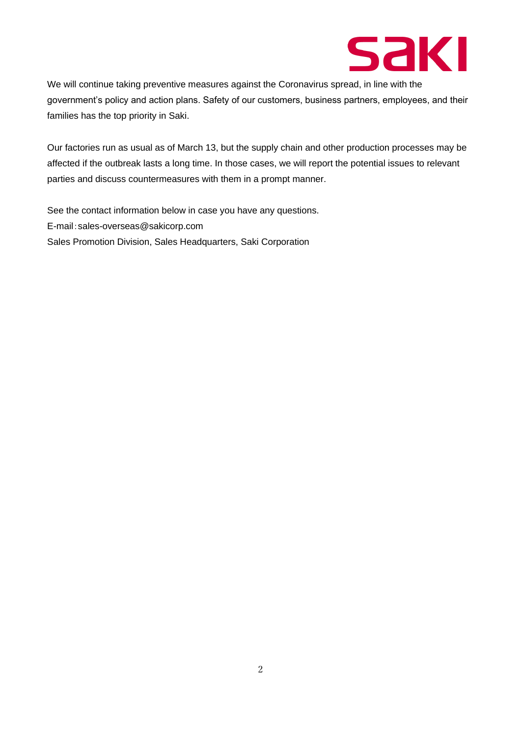We will continue taking preventive measures against the Coronavirus spread, in line with the government's policy and action plans. Safety of our customers, business partners, employees, and their families has the top priority in Saki.

Our factories run as usual as of March 13, but the supply chain and other production processes may be affected if the outbreak lasts a long time. In those cases, we will report the potential issues to relevant parties and discuss countermeasures with them in a prompt manner.

See the contact information below in case you have any questions.
E-mail：sales-overseas@sakicorp.com
Sales Promotion Division, Sales Headquarters, Saki Corporation